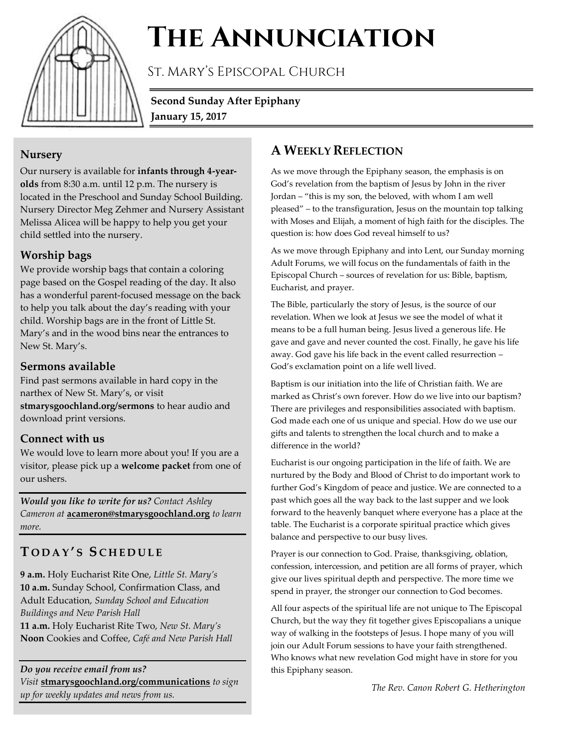# The Annunciation

St. Mary's Episcopal Church

**Second Sunday After Epiphany**
**January 15, 2017**

### Nursery

Our nursery is available for **infants through 4-year-olds** from 8:30 a.m. until 12 p.m. The nursery is located in the Preschool and Sunday School Building. Nursery Director Meg Zehmer and Nursery Assistant Melissa Alicea will be happy to help you get your child settled into the nursery.

### Worship bags

We provide worship bags that contain a coloring page based on the Gospel reading of the day. It also has a wonderful parent-focused message on the back to help you talk about the day's reading with your child. Worship bags are in the front of Little St. Mary's and in the wood bins near the entrances to New St. Mary's.

### Sermons available

Find past sermons available in hard copy in the narthex of New St. Mary's, or visit **stmarysgoochland.org/sermons** to hear audio and download print versions.

### Connect with us

We would love to learn more about you! If you are a visitor, please pick up a **welcome packet** from one of our ushers.

***Would you like to write for us?*** *Contact Ashley Cameron at* **acameron@stmarysgoochland.org** *to learn more.*

## Today's Schedule

**9 a.m.** Holy Eucharist Rite One, *Little St. Mary's*
**10 a.m.** Sunday School, Confirmation Class, and Adult Education, *Sunday School and Education Buildings and New Parish Hall*
**11 a.m.** Holy Eucharist Rite Two, *New St. Mary's*
**Noon** Cookies and Coffee, *Café and New Parish Hall*

***Do you receive email from us?***
*Visit* **stmarysgoochland.org/communications** *to sign up for weekly updates and news from us.*

## A Weekly Reflection

As we move through the Epiphany season, the emphasis is on God's revelation from the baptism of Jesus by John in the river Jordan – "this is my son, the beloved, with whom I am well pleased" – to the transfiguration, Jesus on the mountain top talking with Moses and Elijah, a moment of high faith for the disciples. The question is: how does God reveal himself to us?

As we move through Epiphany and into Lent, our Sunday morning Adult Forums, we will focus on the fundamentals of faith in the Episcopal Church – sources of revelation for us: Bible, baptism, Eucharist, and prayer.

The Bible, particularly the story of Jesus, is the source of our revelation. When we look at Jesus we see the model of what it means to be a full human being. Jesus lived a generous life. He gave and gave and never counted the cost. Finally, he gave his life away. God gave his life back in the event called resurrection – God's exclamation point on a life well lived.

Baptism is our initiation into the life of Christian faith. We are marked as Christ's own forever. How do we live into our baptism? There are privileges and responsibilities associated with baptism. God made each one of us unique and special. How do we use our gifts and talents to strengthen the local church and to make a difference in the world?

Eucharist is our ongoing participation in the life of faith. We are nurtured by the Body and Blood of Christ to do important work to further God's Kingdom of peace and justice. We are connected to a past which goes all the way back to the last supper and we look forward to the heavenly banquet where everyone has a place at the table. The Eucharist is a corporate spiritual practice which gives balance and perspective to our busy lives.

Prayer is our connection to God. Praise, thanksgiving, oblation, confession, intercession, and petition are all forms of prayer, which give our lives spiritual depth and perspective. The more time we spend in prayer, the stronger our connection to God becomes.

All four aspects of the spiritual life are not unique to The Episcopal Church, but the way they fit together gives Episcopalians a unique way of walking in the footsteps of Jesus. I hope many of you will join our Adult Forum sessions to have your faith strengthened. Who knows what new revelation God might have in store for you this Epiphany season.

*The Rev. Canon Robert G. Hetherington*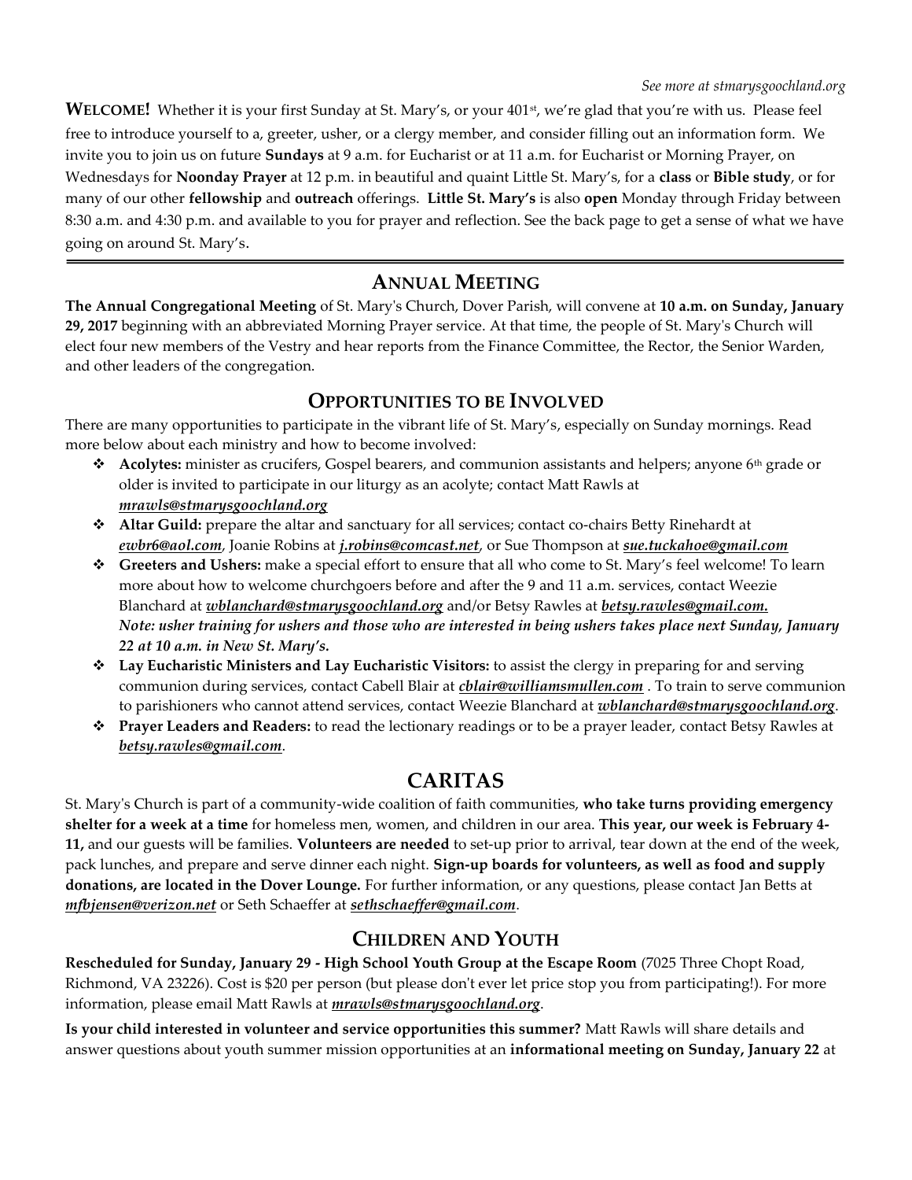*See more at stmarysgoochland.org*

**WELCOME!** Whether it is your first Sunday at St. Mary's, or your 401st, we're glad that you're with us. Please feel free to introduce yourself to a, greeter, usher, or a clergy member, and consider filling out an information form. We invite you to join us on future **Sundays** at 9 a.m. for Eucharist or at 11 a.m. for Eucharist or Morning Prayer, on Wednesdays for **Noonday Prayer** at 12 p.m. in beautiful and quaint Little St. Mary's, for a **class** or **Bible study**, or for many of our other **fellowship** and **outreach** offerings. **Little St. Mary's** is also **open** Monday through Friday between 8:30 a.m. and 4:30 p.m. and available to you for prayer and reflection. See the back page to get a sense of what we have going on around St. Mary's.

---

## ANNUAL MEETING

**The Annual Congregational Meeting** of St. Mary's Church, Dover Parish, will convene at **10 a.m. on Sunday, January 29, 2017** beginning with an abbreviated Morning Prayer service. At that time, the people of St. Mary's Church will elect four new members of the Vestry and hear reports from the Finance Committee, the Rector, the Senior Warden, and other leaders of the congregation.

## OPPORTUNITIES TO BE INVOLVED

There are many opportunities to participate in the vibrant life of St. Mary's, especially on Sunday mornings. Read more below about each ministry and how to become involved:

- **Acolytes:** minister as crucifers, Gospel bearers, and communion assistants and helpers; anyone 6th grade or older is invited to participate in our liturgy as an acolyte; contact Matt Rawls at ***mrawls@stmarysgoochland.org***
- **Altar Guild:** prepare the altar and sanctuary for all services; contact co-chairs Betty Rinehardt at ***ewbr6@aol.com***, Joanie Robins at ***j.robins@comcast.net***, or Sue Thompson at ***sue.tuckahoe@gmail.com***
- **Greeters and Ushers:** make a special effort to ensure that all who come to St. Mary's feel welcome! To learn more about how to welcome churchgoers before and after the 9 and 11 a.m. services, contact Weezie Blanchard at ***wblanchard@stmarysgoochland.org*** and/or Betsy Rawles at ***betsy.rawles@gmail.com.***
  ***Note: usher training for ushers and those who are interested in being ushers takes place next Sunday, January 22 at 10 a.m. in New St. Mary's.***
- **Lay Eucharistic Ministers and Lay Eucharistic Visitors:** to assist the clergy in preparing for and serving communion during services, contact Cabell Blair at ***cblair@williamsmullen.com*** . To train to serve communion to parishioners who cannot attend services, contact Weezie Blanchard at ***wblanchard@stmarysgoochland.org***.
- **Prayer Leaders and Readers:** to read the lectionary readings or to be a prayer leader, contact Betsy Rawles at ***betsy.rawles@gmail.com***.

## CARITAS

St. Mary's Church is part of a community-wide coalition of faith communities, **who take turns providing emergency shelter for a week at a time** for homeless men, women, and children in our area. **This year, our week is February 4-11,** and our guests will be families. **Volunteers are needed** to set-up prior to arrival, tear down at the end of the week, pack lunches, and prepare and serve dinner each night. **Sign-up boards for volunteers, as well as food and supply donations, are located in the Dover Lounge.** For further information, or any questions, please contact Jan Betts at ***mfbjensen@verizon.net*** or Seth Schaeffer at ***sethschaeffer@gmail.com***.

## CHILDREN AND YOUTH

**Rescheduled for Sunday, January 29 - High School Youth Group at the Escape Room** (7025 Three Chopt Road, Richmond, VA 23226). Cost is $20 per person (but please don't ever let price stop you from participating!). For more information, please email Matt Rawls at ***mrawls@stmarysgoochland.org***.

**Is your child interested in volunteer and service opportunities this summer?** Matt Rawls will share details and answer questions about youth summer mission opportunities at an **informational meeting on Sunday, January 22** at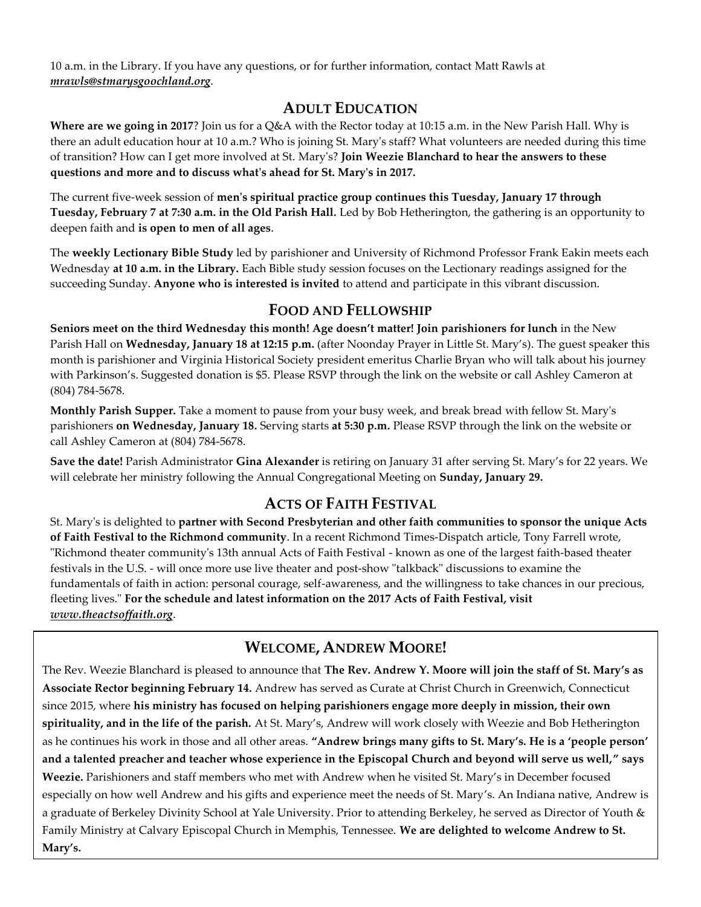10 a.m. in the Library. If you have any questions, or for further information, contact Matt Rawls at ***mrawls@stmarysgoochland.org***.

## Adult Education

**Where are we going in 2017**? Join us for a Q&A with the Rector today at 10:15 a.m. in the New Parish Hall. Why is there an adult education hour at 10 a.m.? Who is joining St. Mary's staff? What volunteers are needed during this time of transition? How can I get more involved at St. Mary's? **Join Weezie Blanchard to hear the answers to these questions and more and to discuss what's ahead for St. Mary's in 2017.**

The current five-week session of **men's spiritual practice group continues this Tuesday, January 17 through Tuesday, February 7 at 7:30 a.m. in the Old Parish Hall.** Led by Bob Hetherington, the gathering is an opportunity to deepen faith and **is open to men of all ages**.

The **weekly Lectionary Bible Study** led by parishioner and University of Richmond Professor Frank Eakin meets each Wednesday **at 10 a.m. in the Library.** Each Bible study session focuses on the Lectionary readings assigned for the succeeding Sunday. **Anyone who is interested is invited** to attend and participate in this vibrant discussion.

## Food and Fellowship

**Seniors meet on the third Wednesday this month! Age doesn't matter! Join parishioners for lunch** in the New Parish Hall on **Wednesday, January 18 at 12:15 p.m.** (after Noonday Prayer in Little St. Mary's). The guest speaker this month is parishioner and Virginia Historical Society president emeritus Charlie Bryan who will talk about his journey with Parkinson's. Suggested donation is $5. Please RSVP through the link on the website or call Ashley Cameron at (804) 784-5678.

**Monthly Parish Supper.** Take a moment to pause from your busy week, and break bread with fellow St. Mary's parishioners **on Wednesday, January 18.** Serving starts **at 5:30 p.m.** Please RSVP through the link on the website or call Ashley Cameron at (804) 784-5678.

**Save the date!** Parish Administrator **Gina Alexander** is retiring on January 31 after serving St. Mary's for 22 years. We will celebrate her ministry following the Annual Congregational Meeting on **Sunday, January 29.**

## Acts of Faith Festival

St. Mary's is delighted to **partner with Second Presbyterian and other faith communities to sponsor the unique Acts of Faith Festival to the Richmond community**. In a recent Richmond Times-Dispatch article, Tony Farrell wrote, "Richmond theater community's 13th annual Acts of Faith Festival - known as one of the largest faith-based theater festivals in the U.S. - will once more use live theater and post-show "talkback" discussions to examine the fundamentals of faith in action: personal courage, self-awareness, and the willingness to take chances in our precious, fleeting lives." **For the schedule and latest information on the 2017 Acts of Faith Festival, visit *www.theactsoffaith.org*.**

## Welcome, Andrew Moore!

The Rev. Weezie Blanchard is pleased to announce that **The Rev. Andrew Y. Moore will join the staff of St. Mary's as Associate Rector beginning February 14.** Andrew has served as Curate at Christ Church in Greenwich, Connecticut since 2015, where **his ministry has focused on helping parishioners engage more deeply in mission, their own spirituality, and in the life of the parish.** At St. Mary's, Andrew will work closely with Weezie and Bob Hetherington as he continues his work in those and all other areas. **"Andrew brings many gifts to St. Mary's. He is a 'people person' and a talented preacher and teacher whose experience in the Episcopal Church and beyond will serve us well," says Weezie.** Parishioners and staff members who met with Andrew when he visited St. Mary's in December focused especially on how well Andrew and his gifts and experience meet the needs of St. Mary's. An Indiana native, Andrew is a graduate of Berkeley Divinity School at Yale University. Prior to attending Berkeley, he served as Director of Youth & Family Ministry at Calvary Episcopal Church in Memphis, Tennessee. **We are delighted to welcome Andrew to St. Mary's.**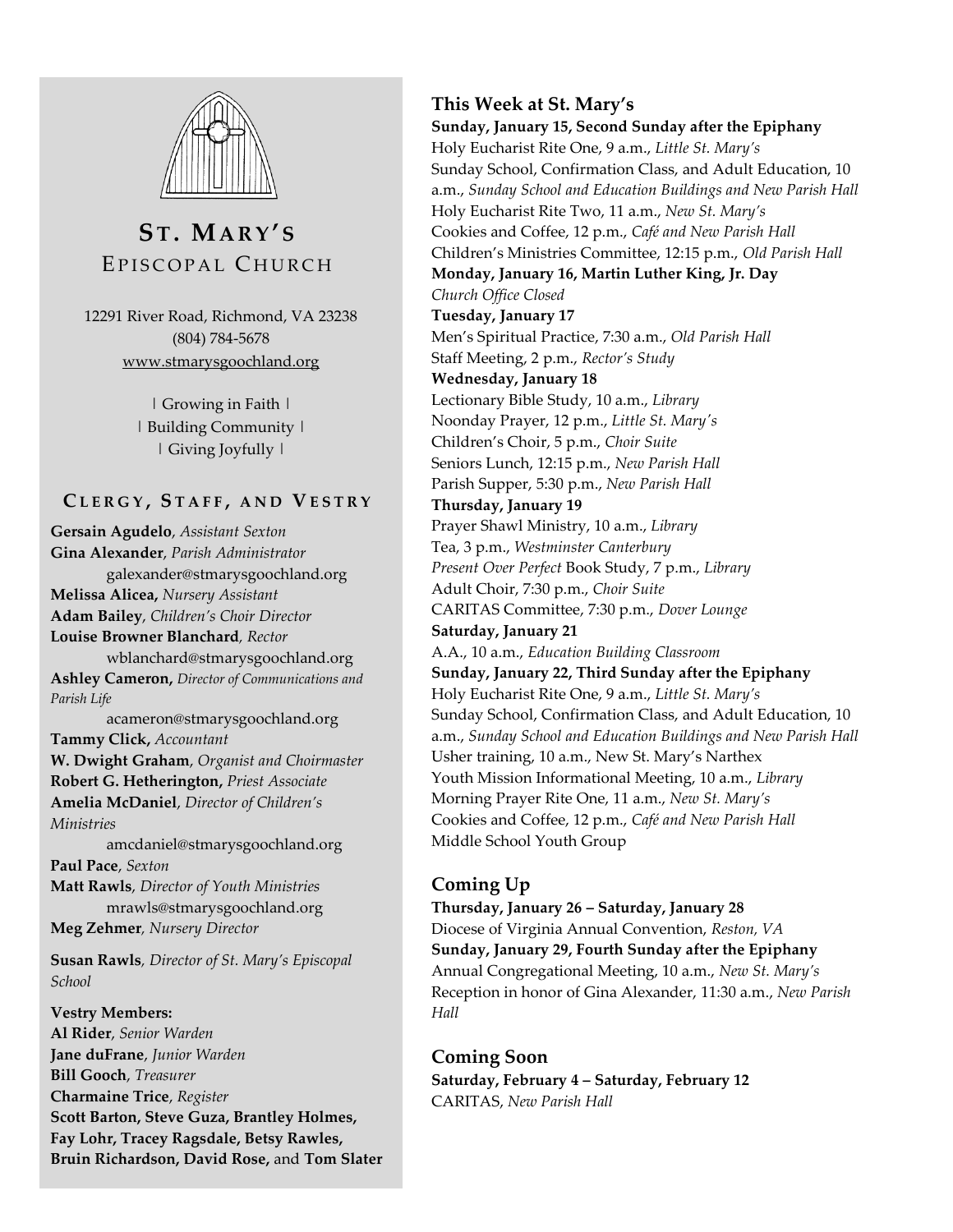# St. Mary's Episcopal Church

12291 River Road, Richmond, VA 23238
(804) 784-5678
www.stmarysgoochland.org

| Growing in Faith |
| Building Community |
| Giving Joyfully |

## Clergy, Staff, and Vestry

**Gersain Agudelo**, *Assistant Sexton*
**Gina Alexander**, *Parish Administrator*
galexander@stmarysgoochland.org
**Melissa Alicea,** *Nursery Assistant*
**Adam Bailey**, *Children's Choir Director*
**Louise Browner Blanchard**, *Rector*
wblanchard@stmarysgoochland.org
**Ashley Cameron,** *Director of Communications and Parish Life*
acameron@stmarysgoochland.org
**Tammy Click,** *Accountant*
**W. Dwight Graham**, *Organist and Choirmaster*
**Robert G. Hetherington,** *Priest Associate*
**Amelia McDaniel**, *Director of Children's Ministries*
amcdaniel@stmarysgoochland.org
**Paul Pace**, *Sexton*
**Matt Rawls**, *Director of Youth Ministries*
mrawls@stmarysgoochland.org
**Meg Zehmer**, *Nursery Director*

**Susan Rawls**, *Director of St. Mary's Episcopal School*

**Vestry Members:**
**Al Rider**, *Senior Warden*
**Jane duFrane**, *Junior Warden*
**Bill Gooch**, *Treasurer*
**Charmaine Trice**, *Register*
**Scott Barton, Steve Guza, Brantley Holmes, Fay Lohr, Tracey Ragsdale, Betsy Rawles, Bruin Richardson, David Rose,** and **Tom Slater**

## This Week at St. Mary's

**Sunday, January 15, Second Sunday after the Epiphany**
Holy Eucharist Rite One, 9 a.m., *Little St. Mary's*
Sunday School, Confirmation Class, and Adult Education, 10 a.m., *Sunday School and Education Buildings and New Parish Hall*
Holy Eucharist Rite Two, 11 a.m., *New St. Mary's*
Cookies and Coffee, 12 p.m., *Café and New Parish Hall*
Children's Ministries Committee, 12:15 p.m., *Old Parish Hall*

**Monday, January 16, Martin Luther King, Jr. Day**
*Church Office Closed*

**Tuesday, January 17**
Men's Spiritual Practice, 7:30 a.m., *Old Parish Hall*
Staff Meeting, 2 p.m., *Rector's Study*

**Wednesday, January 18**
Lectionary Bible Study, 10 a.m., *Library*
Noonday Prayer, 12 p.m., *Little St. Mary's*
Children's Choir, 5 p.m., *Choir Suite*
Seniors Lunch, 12:15 p.m., *New Parish Hall*
Parish Supper, 5:30 p.m., *New Parish Hall*

**Thursday, January 19**
Prayer Shawl Ministry, 10 a.m., *Library*
Tea, 3 p.m., *Westminster Canterbury*
*Present Over Perfect* Book Study, 7 p.m., *Library*
Adult Choir, 7:30 p.m., *Choir Suite*
CARITAS Committee, 7:30 p.m., *Dover Lounge*

**Saturday, January 21**
A.A., 10 a.m., *Education Building Classroom*

**Sunday, January 22, Third Sunday after the Epiphany**
Holy Eucharist Rite One, 9 a.m., *Little St. Mary's*
Sunday School, Confirmation Class, and Adult Education, 10 a.m., *Sunday School and Education Buildings and New Parish Hall*
Usher training, 10 a.m., New St. Mary's Narthex
Youth Mission Informational Meeting, 10 a.m., *Library*
Morning Prayer Rite One, 11 a.m., *New St. Mary's*
Cookies and Coffee, 12 p.m., *Café and New Parish Hall*
Middle School Youth Group

## Coming Up

**Thursday, January 26 – Saturday, January 28**
Diocese of Virginia Annual Convention, *Reston, VA*

**Sunday, January 29, Fourth Sunday after the Epiphany**
Annual Congregational Meeting, 10 a.m., *New St. Mary's*
Reception in honor of Gina Alexander, 11:30 a.m., *New Parish Hall*

## Coming Soon

**Saturday, February 4 – Saturday, February 12**
CARITAS, *New Parish Hall*